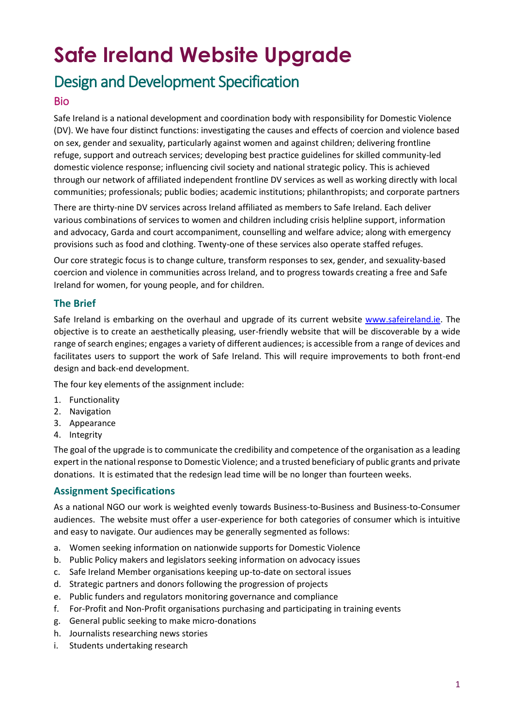# Safe Ireland Website Upgrade

## Design and Development Specification

### Bio

Safe Ireland is a national development and coordination body with responsibility for Domestic Violence (DV). We have four distinct functions: investigating the causes and effects of coercion and violence based on sex, gender and sexuality, particularly against women and against children; delivering frontline refuge, support and outreach services; developing best practice guidelines for skilled community-led domestic violence response; influencing civil society and national strategic policy. This is achieved through our network of affiliated independent frontline DV services as well as working directly with local communities; professionals; public bodies; academic institutions; philanthropists; and corporate partners

There are thirty-nine DV services across Ireland affiliated as members to Safe Ireland. Each deliver various combinations of services to women and children including crisis helpline support, information and advocacy, Garda and court accompaniment, counselling and welfare advice; along with emergency provisions such as food and clothing. Twenty-one of these services also operate staffed refuges.

Our core strategic focus is to change culture, transform responses to sex, gender, and sexuality-based coercion and violence in communities across Ireland, and to progress towards creating a free and Safe Ireland for women, for young people, and for children.

### The Brief

Safe Ireland is embarking on the overhaul and upgrade of its current website [www.safeireland.ie](http://www.safeireland.ie). The objective is to create an aesthetically pleasing, user-friendly website that will be discoverable by a wide range of search engines; engages a variety of different audiences; is accessible from a range of devices and facilitates users to support the work of Safe Ireland. This will require improvements to both front-end design and back-end development.

The four key elements of the assignment include:

1. Functionality
2. Navigation
3. Appearance
4. Integrity

The goal of the upgrade is to communicate the credibility and competence of the organisation as a leading expert in the national response to Domestic Violence; and a trusted beneficiary of public grants and private donations. It is estimated that the redesign lead time will be no longer than fourteen weeks.

### Assignment Specifications

As a national NGO our work is weighted evenly towards Business-to-Business and Business-to-Consumer audiences. The website must offer a user-experience for both categories of consumer which is intuitive and easy to navigate. Our audiences may be generally segmented as follows:

a. Women seeking information on nationwide supports for Domestic Violence
b. Public Policy makers and legislators seeking information on advocacy issues
c. Safe Ireland Member organisations keeping up-to-date on sectoral issues
d. Strategic partners and donors following the progression of projects
e. Public funders and regulators monitoring governance and compliance
f. For-Profit and Non-Profit organisations purchasing and participating in training events
g. General public seeking to make micro-donations
h. Journalists researching news stories
i. Students undertaking research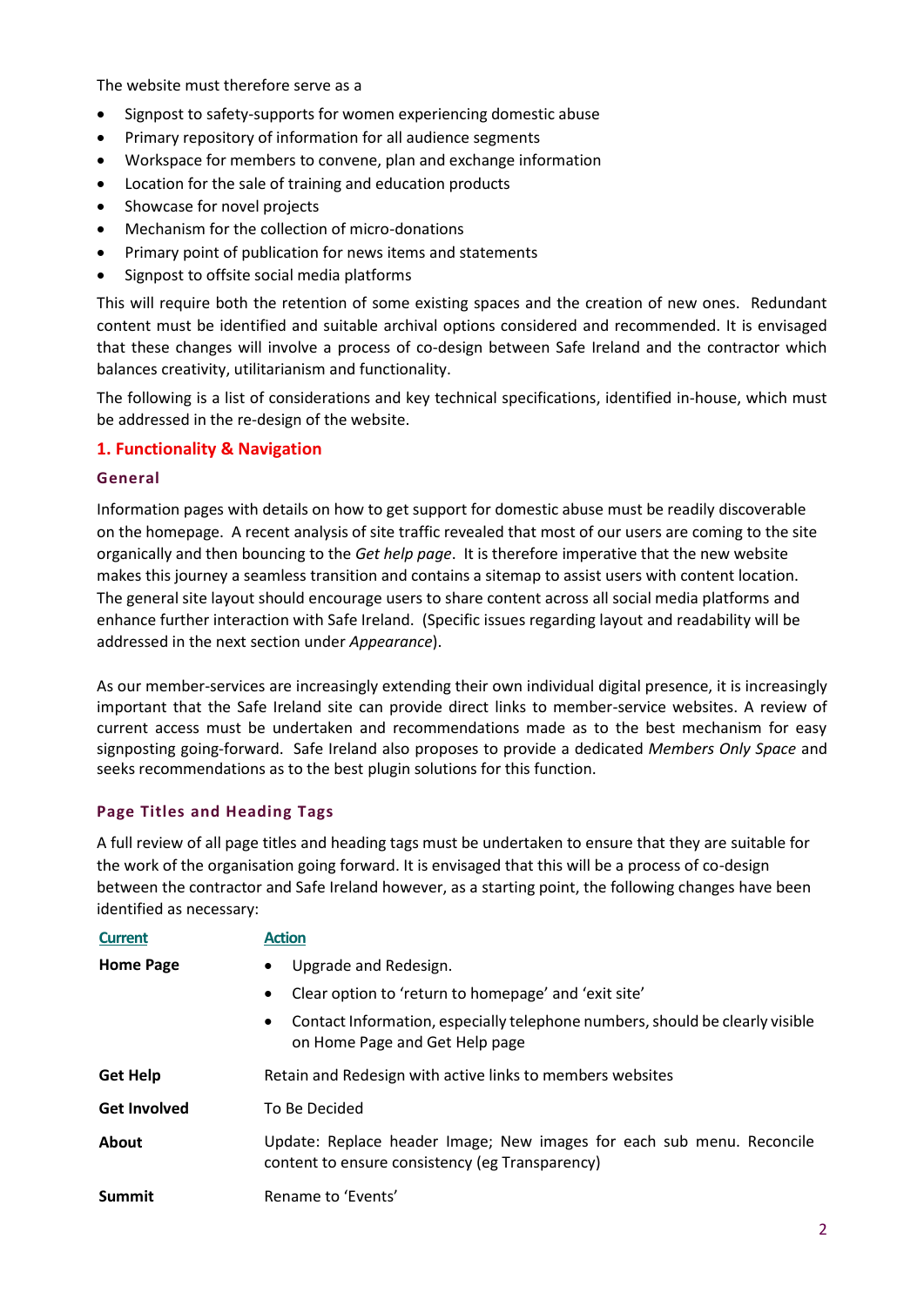The website must therefore serve as a

- Signpost to safety-supports for women experiencing domestic abuse
- Primary repository of information for all audience segments
- Workspace for members to convene, plan and exchange information
- Location for the sale of training and education products
- Showcase for novel projects
- Mechanism for the collection of micro-donations
- Primary point of publication for news items and statements
- Signpost to offsite social media platforms

This will require both the retention of some existing spaces and the creation of new ones. Redundant content must be identified and suitable archival options considered and recommended. It is envisaged that these changes will involve a process of co-design between Safe Ireland and the contractor which balances creativity, utilitarianism and functionality.

The following is a list of considerations and key technical specifications, identified in-house, which must be addressed in the re-design of the website.

## 1. Functionality & Navigation

### General

Information pages with details on how to get support for domestic abuse must be readily discoverable on the homepage. A recent analysis of site traffic revealed that most of our users are coming to the site organically and then bouncing to the *Get help page*. It is therefore imperative that the new website makes this journey a seamless transition and contains a sitemap to assist users with content location. The general site layout should encourage users to share content across all social media platforms and enhance further interaction with Safe Ireland. (Specific issues regarding layout and readability will be addressed in the next section under *Appearance*).

As our member-services are increasingly extending their own individual digital presence, it is increasingly important that the Safe Ireland site can provide direct links to member-service websites. A review of current access must be undertaken and recommendations made as to the best mechanism for easy signposting going-forward. Safe Ireland also proposes to provide a dedicated *Members Only Space* and seeks recommendations as to the best plugin solutions for this function.

### Page Titles and Heading Tags

A full review of all page titles and heading tags must be undertaken to ensure that they are suitable for the work of the organisation going forward. It is envisaged that this will be a process of co-design between the contractor and Safe Ireland however, as a starting point, the following changes have been identified as necessary:

| Current | Action |
|---|---|
| **Home Page** | • Upgrade and Redesign.<br>• Clear option to 'return to homepage' and 'exit site'<br>• Contact Information, especially telephone numbers, should be clearly visible on Home Page and Get Help page |
| **Get Help** | Retain and Redesign with active links to members websites |
| **Get Involved** | To Be Decided |
| **About** | Update: Replace header Image; New images for each sub menu. Reconcile content to ensure consistency (eg Transparency) |
| **Summit** | Rename to 'Events' |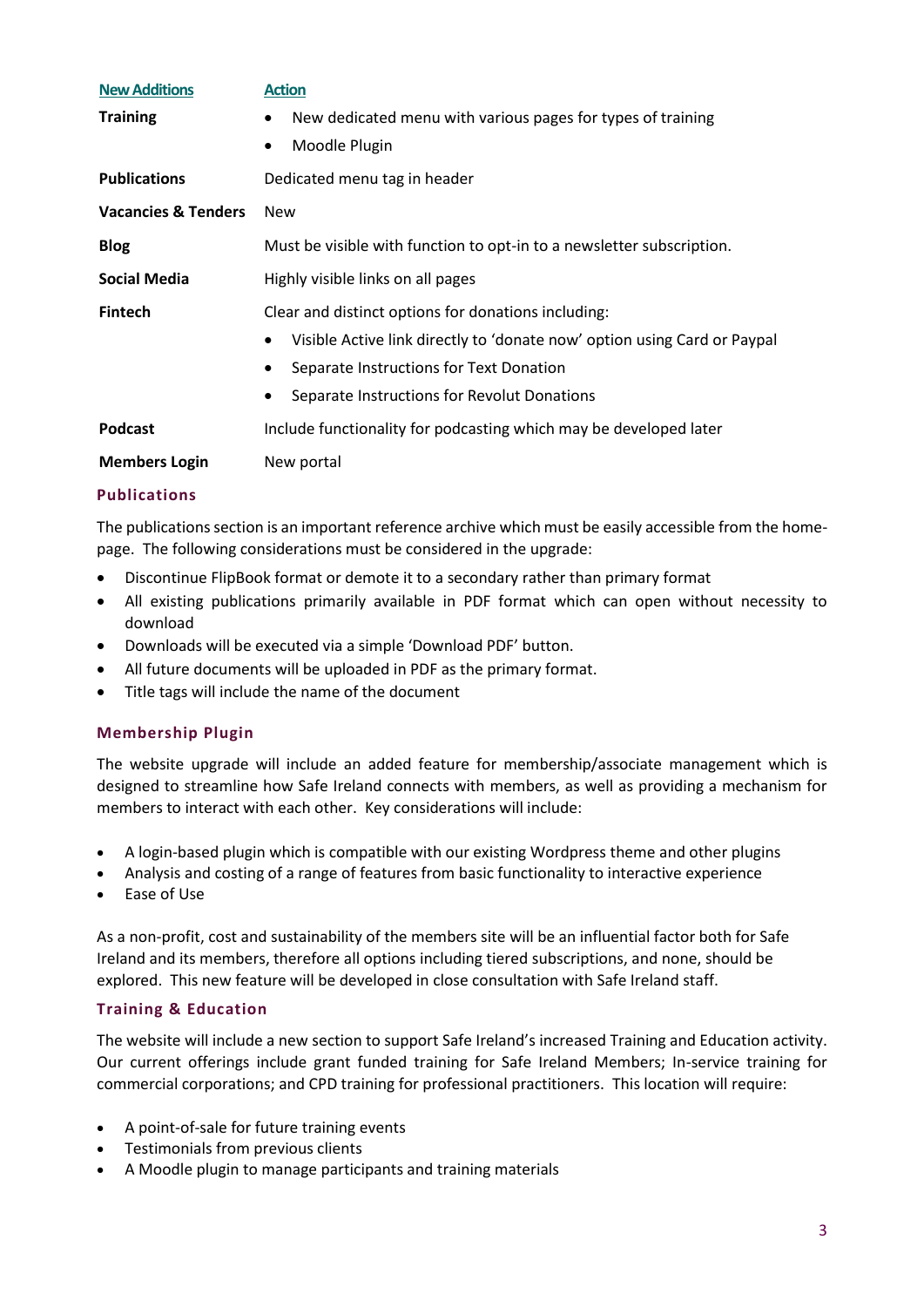| New Additions | Action |
| --- | --- |
| **Training** | • New dedicated menu with various pages for types of training<br>• Moodle Plugin |
| **Publications** | Dedicated menu tag in header |
| **Vacancies & Tenders** | New |
| **Blog** | Must be visible with function to opt-in to a newsletter subscription. |
| **Social Media** | Highly visible links on all pages |
| **Fintech** | Clear and distinct options for donations including:<br>• Visible Active link directly to 'donate now' option using Card or Paypal<br>• Separate Instructions for Text Donation<br>• Separate Instructions for Revolut Donations |
| **Podcast** | Include functionality for podcasting which may be developed later |
| **Members Login** | New portal |

### Publications

The publications section is an important reference archive which must be easily accessible from the home-page. The following considerations must be considered in the upgrade:

- Discontinue FlipBook format or demote it to a secondary rather than primary format
- All existing publications primarily available in PDF format which can open without necessity to download
- Downloads will be executed via a simple 'Download PDF' button.
- All future documents will be uploaded in PDF as the primary format.
- Title tags will include the name of the document

### Membership Plugin

The website upgrade will include an added feature for membership/associate management which is designed to streamline how Safe Ireland connects with members, as well as providing a mechanism for members to interact with each other. Key considerations will include:

- A login-based plugin which is compatible with our existing Wordpress theme and other plugins
- Analysis and costing of a range of features from basic functionality to interactive experience
- Ease of Use

As a non-profit, cost and sustainability of the members site will be an influential factor both for Safe Ireland and its members, therefore all options including tiered subscriptions, and none, should be explored. This new feature will be developed in close consultation with Safe Ireland staff.

### Training & Education

The website will include a new section to support Safe Ireland's increased Training and Education activity. Our current offerings include grant funded training for Safe Ireland Members; In-service training for commercial corporations; and CPD training for professional practitioners. This location will require:

- A point-of-sale for future training events
- Testimonials from previous clients
- A Moodle plugin to manage participants and training materials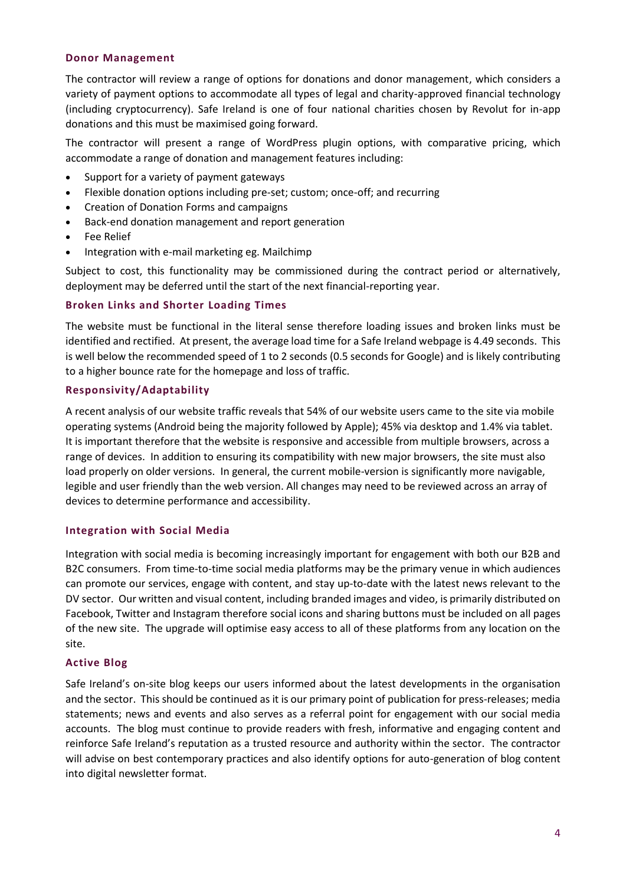### Donor Management

The contractor will review a range of options for donations and donor management, which considers a variety of payment options to accommodate all types of legal and charity-approved financial technology (including cryptocurrency). Safe Ireland is one of four national charities chosen by Revolut for in-app donations and this must be maximised going forward.

The contractor will present a range of WordPress plugin options, with comparative pricing, which accommodate a range of donation and management features including:

- Support for a variety of payment gateways
- Flexible donation options including pre-set; custom; once-off; and recurring
- Creation of Donation Forms and campaigns
- Back-end donation management and report generation
- Fee Relief
- Integration with e-mail marketing eg. Mailchimp

Subject to cost, this functionality may be commissioned during the contract period or alternatively, deployment may be deferred until the start of the next financial-reporting year.

### Broken Links and Shorter Loading Times

The website must be functional in the literal sense therefore loading issues and broken links must be identified and rectified. At present, the average load time for a Safe Ireland webpage is 4.49 seconds. This is well below the recommended speed of 1 to 2 seconds (0.5 seconds for Google) and is likely contributing to a higher bounce rate for the homepage and loss of traffic.

### Responsivity/Adaptability

A recent analysis of our website traffic reveals that 54% of our website users came to the site via mobile operating systems (Android being the majority followed by Apple); 45% via desktop and 1.4% via tablet. It is important therefore that the website is responsive and accessible from multiple browsers, across a range of devices. In addition to ensuring its compatibility with new major browsers, the site must also load properly on older versions. In general, the current mobile-version is significantly more navigable, legible and user friendly than the web version. All changes may need to be reviewed across an array of devices to determine performance and accessibility.

### Integration with Social Media

Integration with social media is becoming increasingly important for engagement with both our B2B and B2C consumers. From time-to-time social media platforms may be the primary venue in which audiences can promote our services, engage with content, and stay up-to-date with the latest news relevant to the DV sector. Our written and visual content, including branded images and video, is primarily distributed on Facebook, Twitter and Instagram therefore social icons and sharing buttons must be included on all pages of the new site. The upgrade will optimise easy access to all of these platforms from any location on the site.

### Active Blog

Safe Ireland's on-site blog keeps our users informed about the latest developments in the organisation and the sector. This should be continued as it is our primary point of publication for press-releases; media statements; news and events and also serves as a referral point for engagement with our social media accounts. The blog must continue to provide readers with fresh, informative and engaging content and reinforce Safe Ireland's reputation as a trusted resource and authority within the sector. The contractor will advise on best contemporary practices and also identify options for auto-generation of blog content into digital newsletter format.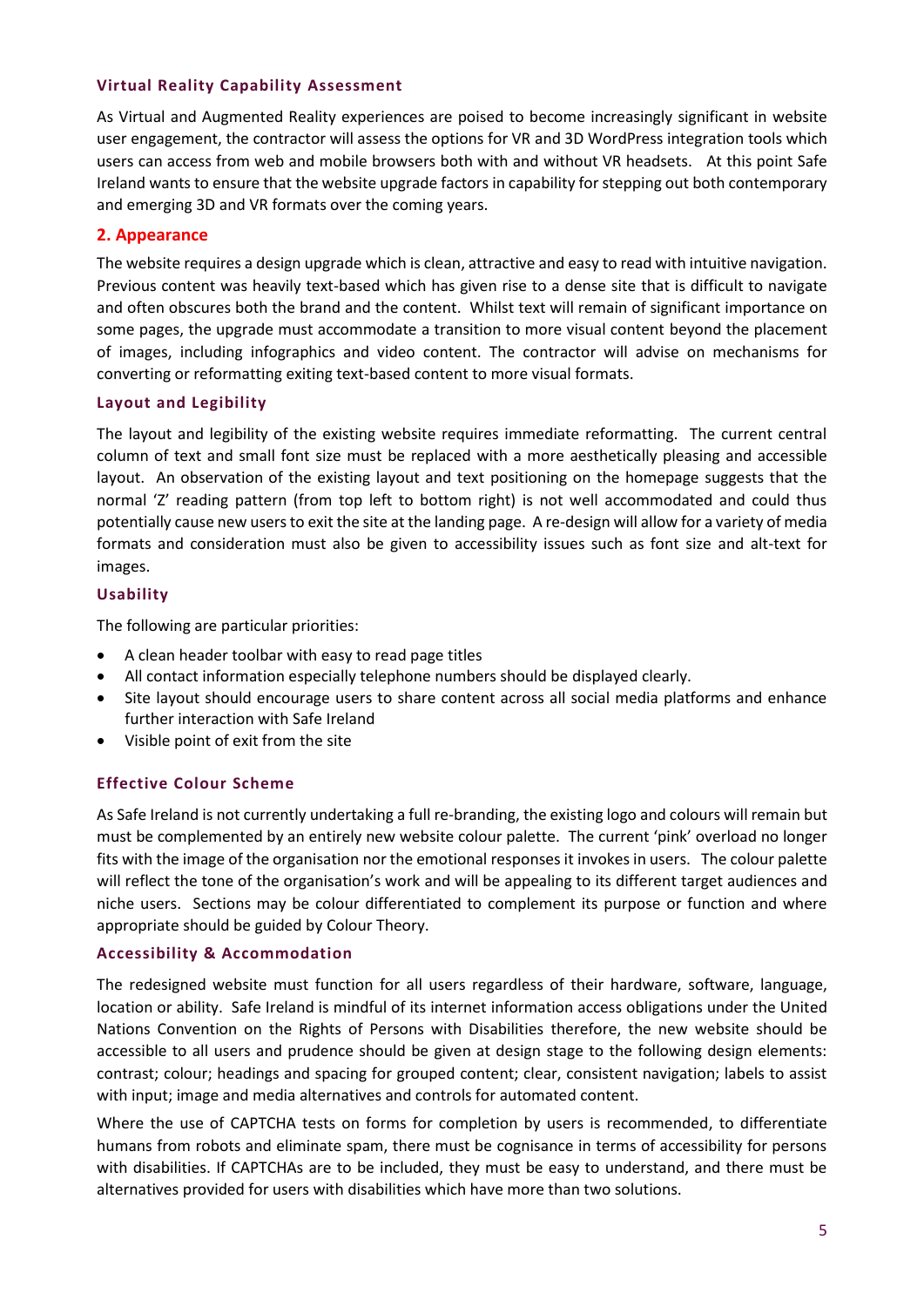### Virtual Reality Capability Assessment

As Virtual and Augmented Reality experiences are poised to become increasingly significant in website user engagement, the contractor will assess the options for VR and 3D WordPress integration tools which users can access from web and mobile browsers both with and without VR headsets. At this point Safe Ireland wants to ensure that the website upgrade factors in capability for stepping out both contemporary and emerging 3D and VR formats over the coming years.

## 2. Appearance

The website requires a design upgrade which is clean, attractive and easy to read with intuitive navigation. Previous content was heavily text-based which has given rise to a dense site that is difficult to navigate and often obscures both the brand and the content. Whilst text will remain of significant importance on some pages, the upgrade must accommodate a transition to more visual content beyond the placement of images, including infographics and video content. The contractor will advise on mechanisms for converting or reformatting exiting text-based content to more visual formats.

### Layout and Legibility

The layout and legibility of the existing website requires immediate reformatting. The current central column of text and small font size must be replaced with a more aesthetically pleasing and accessible layout. An observation of the existing layout and text positioning on the homepage suggests that the normal 'Z' reading pattern (from top left to bottom right) is not well accommodated and could thus potentially cause new users to exit the site at the landing page. A re-design will allow for a variety of media formats and consideration must also be given to accessibility issues such as font size and alt-text for images.

### Usability

The following are particular priorities:

- A clean header toolbar with easy to read page titles
- All contact information especially telephone numbers should be displayed clearly.
- Site layout should encourage users to share content across all social media platforms and enhance further interaction with Safe Ireland
- Visible point of exit from the site

### Effective Colour Scheme

As Safe Ireland is not currently undertaking a full re-branding, the existing logo and colours will remain but must be complemented by an entirely new website colour palette. The current 'pink' overload no longer fits with the image of the organisation nor the emotional responses it invokes in users. The colour palette will reflect the tone of the organisation's work and will be appealing to its different target audiences and niche users. Sections may be colour differentiated to complement its purpose or function and where appropriate should be guided by Colour Theory.

### Accessibility & Accommodation

The redesigned website must function for all users regardless of their hardware, software, language, location or ability. Safe Ireland is mindful of its internet information access obligations under the United Nations Convention on the Rights of Persons with Disabilities therefore, the new website should be accessible to all users and prudence should be given at design stage to the following design elements: contrast; colour; headings and spacing for grouped content; clear, consistent navigation; labels to assist with input; image and media alternatives and controls for automated content.

Where the use of CAPTCHA tests on forms for completion by users is recommended, to differentiate humans from robots and eliminate spam, there must be cognisance in terms of accessibility for persons with disabilities. If CAPTCHAs are to be included, they must be easy to understand, and there must be alternatives provided for users with disabilities which have more than two solutions.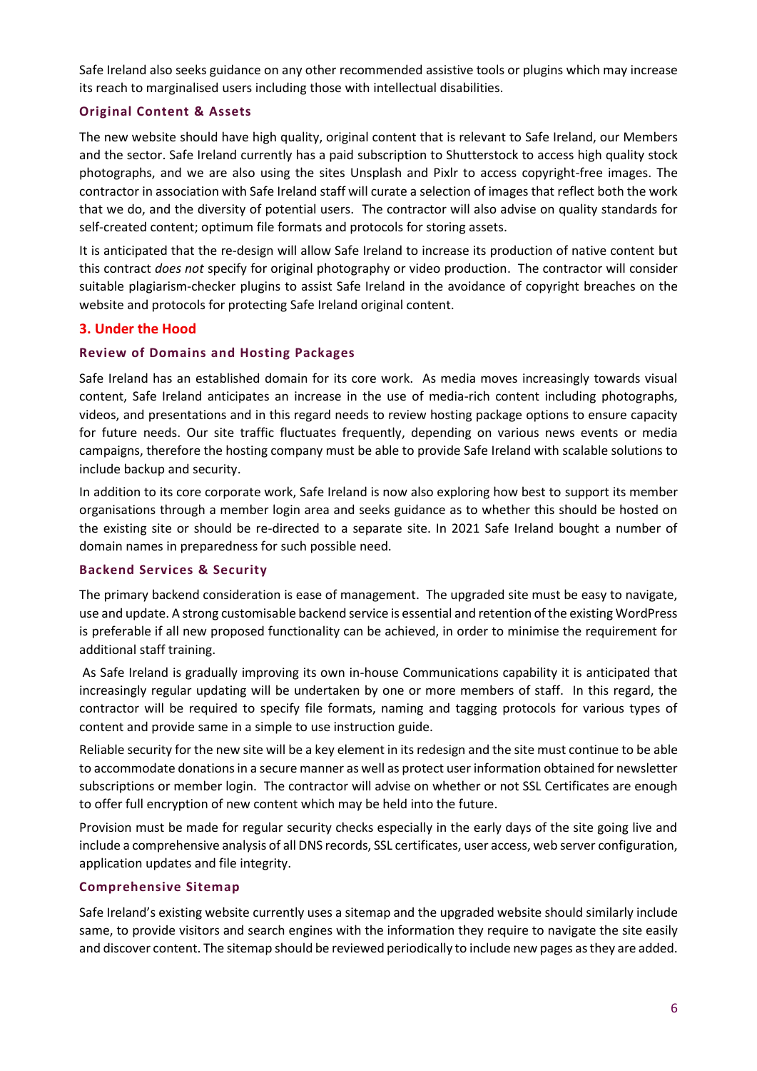Safe Ireland also seeks guidance on any other recommended assistive tools or plugins which may increase its reach to marginalised users including those with intellectual disabilities.

### Original Content & Assets

The new website should have high quality, original content that is relevant to Safe Ireland, our Members and the sector. Safe Ireland currently has a paid subscription to Shutterstock to access high quality stock photographs, and we are also using the sites Unsplash and Pixlr to access copyright-free images. The contractor in association with Safe Ireland staff will curate a selection of images that reflect both the work that we do, and the diversity of potential users. The contractor will also advise on quality standards for self-created content; optimum file formats and protocols for storing assets.

It is anticipated that the re-design will allow Safe Ireland to increase its production of native content but this contract *does not* specify for original photography or video production. The contractor will consider suitable plagiarism-checker plugins to assist Safe Ireland in the avoidance of copyright breaches on the website and protocols for protecting Safe Ireland original content.

## 3. Under the Hood

### Review of Domains and Hosting Packages

Safe Ireland has an established domain for its core work. As media moves increasingly towards visual content, Safe Ireland anticipates an increase in the use of media-rich content including photographs, videos, and presentations and in this regard needs to review hosting package options to ensure capacity for future needs. Our site traffic fluctuates frequently, depending on various news events or media campaigns, therefore the hosting company must be able to provide Safe Ireland with scalable solutions to include backup and security.

In addition to its core corporate work, Safe Ireland is now also exploring how best to support its member organisations through a member login area and seeks guidance as to whether this should be hosted on the existing site or should be re-directed to a separate site. In 2021 Safe Ireland bought a number of domain names in preparedness for such possible need.

### Backend Services & Security

The primary backend consideration is ease of management. The upgraded site must be easy to navigate, use and update. A strong customisable backend service is essential and retention of the existing WordPress is preferable if all new proposed functionality can be achieved, in order to minimise the requirement for additional staff training.

As Safe Ireland is gradually improving its own in-house Communications capability it is anticipated that increasingly regular updating will be undertaken by one or more members of staff. In this regard, the contractor will be required to specify file formats, naming and tagging protocols for various types of content and provide same in a simple to use instruction guide.

Reliable security for the new site will be a key element in its redesign and the site must continue to be able to accommodate donations in a secure manner as well as protect user information obtained for newsletter subscriptions or member login. The contractor will advise on whether or not SSL Certificates are enough to offer full encryption of new content which may be held into the future.

Provision must be made for regular security checks especially in the early days of the site going live and include a comprehensive analysis of all DNS records, SSL certificates, user access, web server configuration, application updates and file integrity.

### Comprehensive Sitemap

Safe Ireland's existing website currently uses a sitemap and the upgraded website should similarly include same, to provide visitors and search engines with the information they require to navigate the site easily and discover content. The sitemap should be reviewed periodically to include new pages as they are added.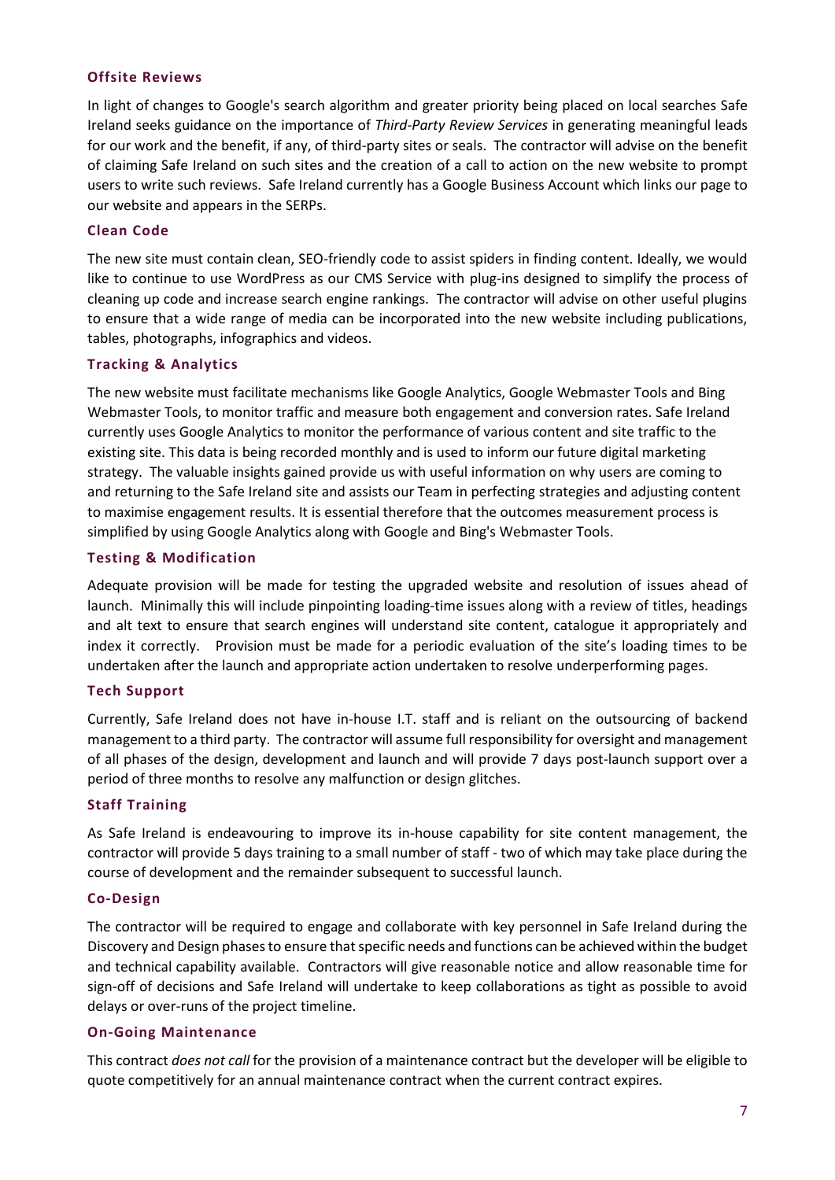### Offsite Reviews

In light of changes to Google's search algorithm and greater priority being placed on local searches Safe Ireland seeks guidance on the importance of *Third-Party Review Services* in generating meaningful leads for our work and the benefit, if any, of third-party sites or seals. The contractor will advise on the benefit of claiming Safe Ireland on such sites and the creation of a call to action on the new website to prompt users to write such reviews. Safe Ireland currently has a Google Business Account which links our page to our website and appears in the SERPs.

### Clean Code

The new site must contain clean, SEO-friendly code to assist spiders in finding content. Ideally, we would like to continue to use WordPress as our CMS Service with plug-ins designed to simplify the process of cleaning up code and increase search engine rankings. The contractor will advise on other useful plugins to ensure that a wide range of media can be incorporated into the new website including publications, tables, photographs, infographics and videos.

### Tracking & Analytics

The new website must facilitate mechanisms like Google Analytics, Google Webmaster Tools and Bing Webmaster Tools, to monitor traffic and measure both engagement and conversion rates. Safe Ireland currently uses Google Analytics to monitor the performance of various content and site traffic to the existing site. This data is being recorded monthly and is used to inform our future digital marketing strategy. The valuable insights gained provide us with useful information on why users are coming to and returning to the Safe Ireland site and assists our Team in perfecting strategies and adjusting content to maximise engagement results. It is essential therefore that the outcomes measurement process is simplified by using Google Analytics along with Google and Bing's Webmaster Tools.

### Testing & Modification

Adequate provision will be made for testing the upgraded website and resolution of issues ahead of launch. Minimally this will include pinpointing loading-time issues along with a review of titles, headings and alt text to ensure that search engines will understand site content, catalogue it appropriately and index it correctly. Provision must be made for a periodic evaluation of the site's loading times to be undertaken after the launch and appropriate action undertaken to resolve underperforming pages.

### Tech Support

Currently, Safe Ireland does not have in-house I.T. staff and is reliant on the outsourcing of backend management to a third party. The contractor will assume full responsibility for oversight and management of all phases of the design, development and launch and will provide 7 days post-launch support over a period of three months to resolve any malfunction or design glitches.

### Staff Training

As Safe Ireland is endeavouring to improve its in-house capability for site content management, the contractor will provide 5 days training to a small number of staff - two of which may take place during the course of development and the remainder subsequent to successful launch.

### Co-Design

The contractor will be required to engage and collaborate with key personnel in Safe Ireland during the Discovery and Design phases to ensure that specific needs and functions can be achieved within the budget and technical capability available. Contractors will give reasonable notice and allow reasonable time for sign-off of decisions and Safe Ireland will undertake to keep collaborations as tight as possible to avoid delays or over-runs of the project timeline.

### On-Going Maintenance

This contract *does not call* for the provision of a maintenance contract but the developer will be eligible to quote competitively for an annual maintenance contract when the current contract expires.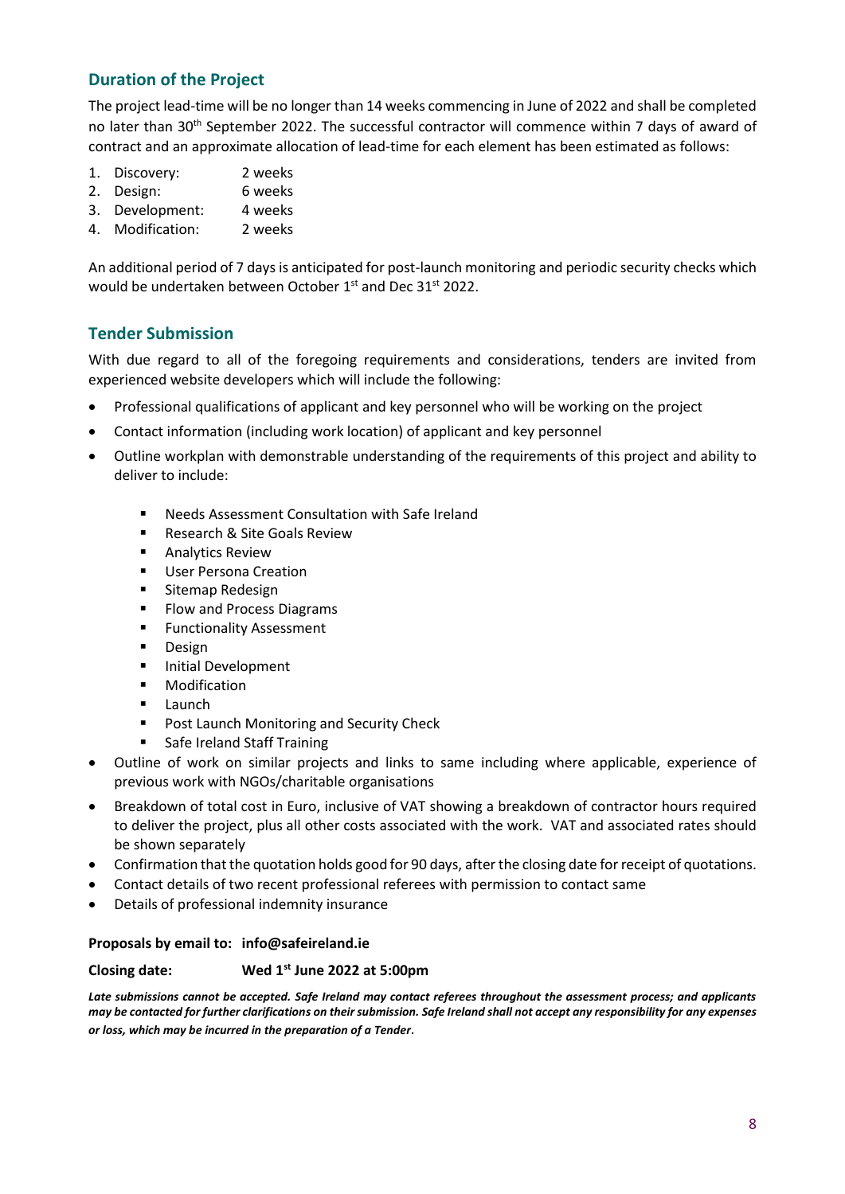## Duration of the Project

The project lead-time will be no longer than 14 weeks commencing in June of 2022 and shall be completed no later than 30th September 2022. The successful contractor will commence within 7 days of award of contract and an approximate allocation of lead-time for each element has been estimated as follows:

1. Discovery: 2 weeks
2. Design: 6 weeks
3. Development: 4 weeks
4. Modification: 2 weeks

An additional period of 7 days is anticipated for post-launch monitoring and periodic security checks which would be undertaken between October 1st and Dec 31st 2022.

## Tender Submission

With due regard to all of the foregoing requirements and considerations, tenders are invited from experienced website developers which will include the following:

- Professional qualifications of applicant and key personnel who will be working on the project
- Contact information (including work location) of applicant and key personnel
- Outline workplan with demonstrable understanding of the requirements of this project and ability to deliver to include:
  - Needs Assessment Consultation with Safe Ireland
  - Research & Site Goals Review
  - Analytics Review
  - User Persona Creation
  - Sitemap Redesign
  - Flow and Process Diagrams
  - Functionality Assessment
  - Design
  - Initial Development
  - Modification
  - Launch
  - Post Launch Monitoring and Security Check
  - Safe Ireland Staff Training
- Outline of work on similar projects and links to same including where applicable, experience of previous work with NGOs/charitable organisations
- Breakdown of total cost in Euro, inclusive of VAT showing a breakdown of contractor hours required to deliver the project, plus all other costs associated with the work. VAT and associated rates should be shown separately
- Confirmation that the quotation holds good for 90 days, after the closing date for receipt of quotations.
- Contact details of two recent professional referees with permission to contact same
- Details of professional indemnity insurance

**Proposals by email to: info@safeireland.ie**

**Closing date: Wed 1st June 2022 at 5:00pm**

***Late submissions cannot be accepted. Safe Ireland may contact referees throughout the assessment process; and applicants may be contacted for further clarifications on their submission. Safe Ireland shall not accept any responsibility for any expenses or loss, which may be incurred in the preparation of a Tender.***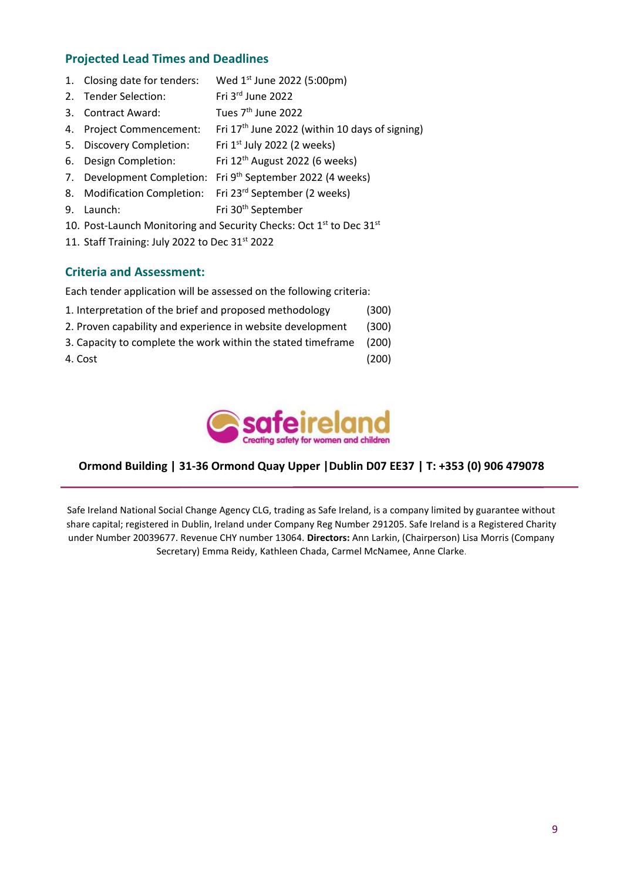## Projected Lead Times and Deadlines

1. Closing date for tenders: Wed 1st June 2022 (5:00pm)
2. Tender Selection: Fri 3rd June 2022
3. Contract Award: Tues 7th June 2022
4. Project Commencement: Fri 17th June 2022 (within 10 days of signing)
5. Discovery Completion: Fri 1st July 2022 (2 weeks)
6. Design Completion: Fri 12th August 2022 (6 weeks)
7. Development Completion: Fri 9th September 2022 (4 weeks)
8. Modification Completion: Fri 23rd September (2 weeks)
9. Launch: Fri 30th September
10. Post-Launch Monitoring and Security Checks: Oct 1st to Dec 31st
11. Staff Training: July 2022 to Dec 31st 2022

## Criteria and Assessment:

Each tender application will be assessed on the following criteria:

| | |
|---|---|
| 1. Interpretation of the brief and proposed methodology | (300) |
| 2. Proven capability and experience in website development | (300) |
| 3. Capacity to complete the work within the stated timeframe | (200) |
| 4. Cost | (200) |

safeireland
Creating safety for women and children

**Ormond Building | 31-36 Ormond Quay Upper | Dublin D07 EE37 | T: +353 (0) 906 479078**

Safe Ireland National Social Change Agency CLG, trading as Safe Ireland, is a company limited by guarantee without share capital; registered in Dublin, Ireland under Company Reg Number 291205. Safe Ireland is a Registered Charity under Number 20039677. Revenue CHY number 13064. **Directors:** Ann Larkin, (Chairperson) Lisa Morris (Company Secretary) Emma Reidy, Kathleen Chada, Carmel McNamee, Anne Clarke.